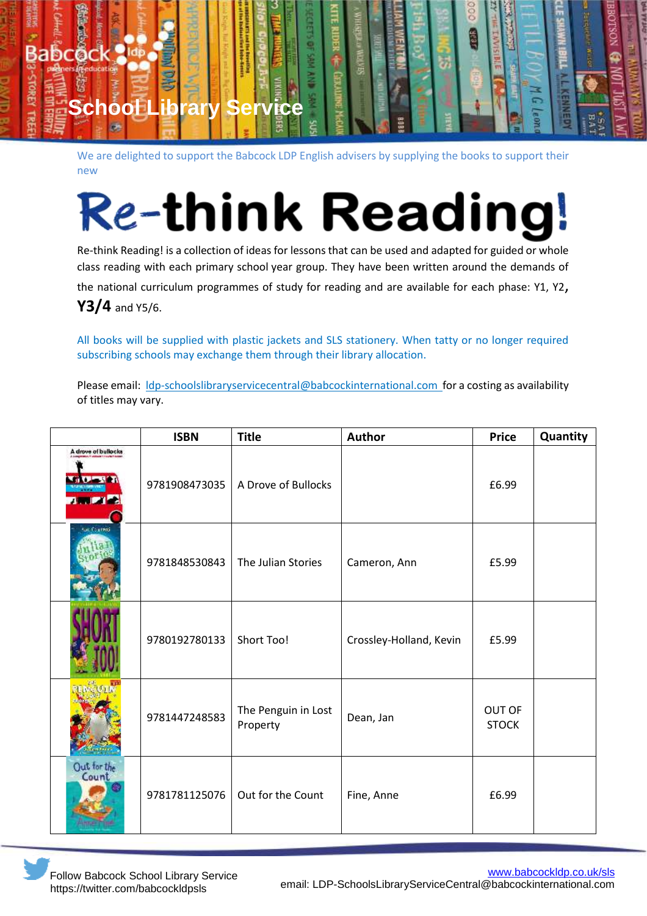# School Library Service

We are delighted to support the Babcock LDP English advisers by supplying the books to support their new

# Re-think Reading!

Re-think Reading! is a collection of ideas for lessons that can be used and adapted for guided or whole class reading with each primary school year group. They have been written around the demands of the national curriculum programmes of study for reading and are available for each phase: Y1, Y2, **Y3/4** and Y5/6.

All books will be supplied with plastic jackets and SLS stationery. When tatty or no longer required subscribing schools may exchange them through their library allocation.

Please email: ldp-schoolslibraryservicecentral@babcockinternational.com for a costing as availability of titles may vary.

| | ISBN | Title | Author | Price | Quantity |
|---|---|---|---|---|---|
| | 9781908473035 | A Drove of Bullocks | | £6.99 | |
| | 9781848530843 | The Julian Stories | Cameron, Ann | £5.99 | |
| | 9780192780133 | Short Too! | Crossley-Holland, Kevin | £5.99 | |
| | 9781447248583 | The Penguin in Lost Property | Dean, Jan | OUT OF STOCK | |
| | 9781781125076 | Out for the Count | Fine, Anne | £6.99 | |

Follow Babcock School Library Service https://twitter.com/babcockldpsls

www.babcockldp.co.uk/sls
email: LDP-SchoolsLibraryServiceCentral@babcockinternational.com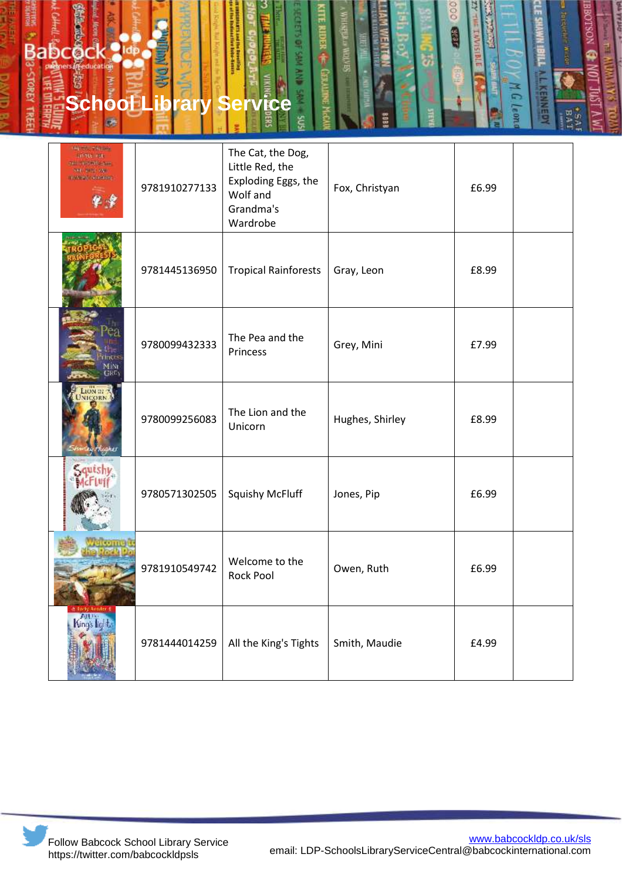| | | | | | |
|---|---|---|---|---|---|
| | 9781910277133 | The Cat, the Dog, Little Red, the Exploding Eggs, the Wolf and Grandma's Wardrobe | Fox, Christyan | £6.99 | |
| | 9781445136950 | Tropical Rainforests | Gray, Leon | £8.99 | |
| | 9780099432333 | The Pea and the Princess | Grey, Mini | £7.99 | |
| | 9780099256083 | The Lion and the Unicorn | Hughes, Shirley | £8.99 | |
| | 9780571302505 | Squishy McFluff | Jones, Pip | £6.99 | |
| | 9781910549742 | Welcome to the Rock Pool | Owen, Ruth | £6.99 | |
| | 9781444014259 | All the King's Tights | Smith, Maudie | £4.99 | |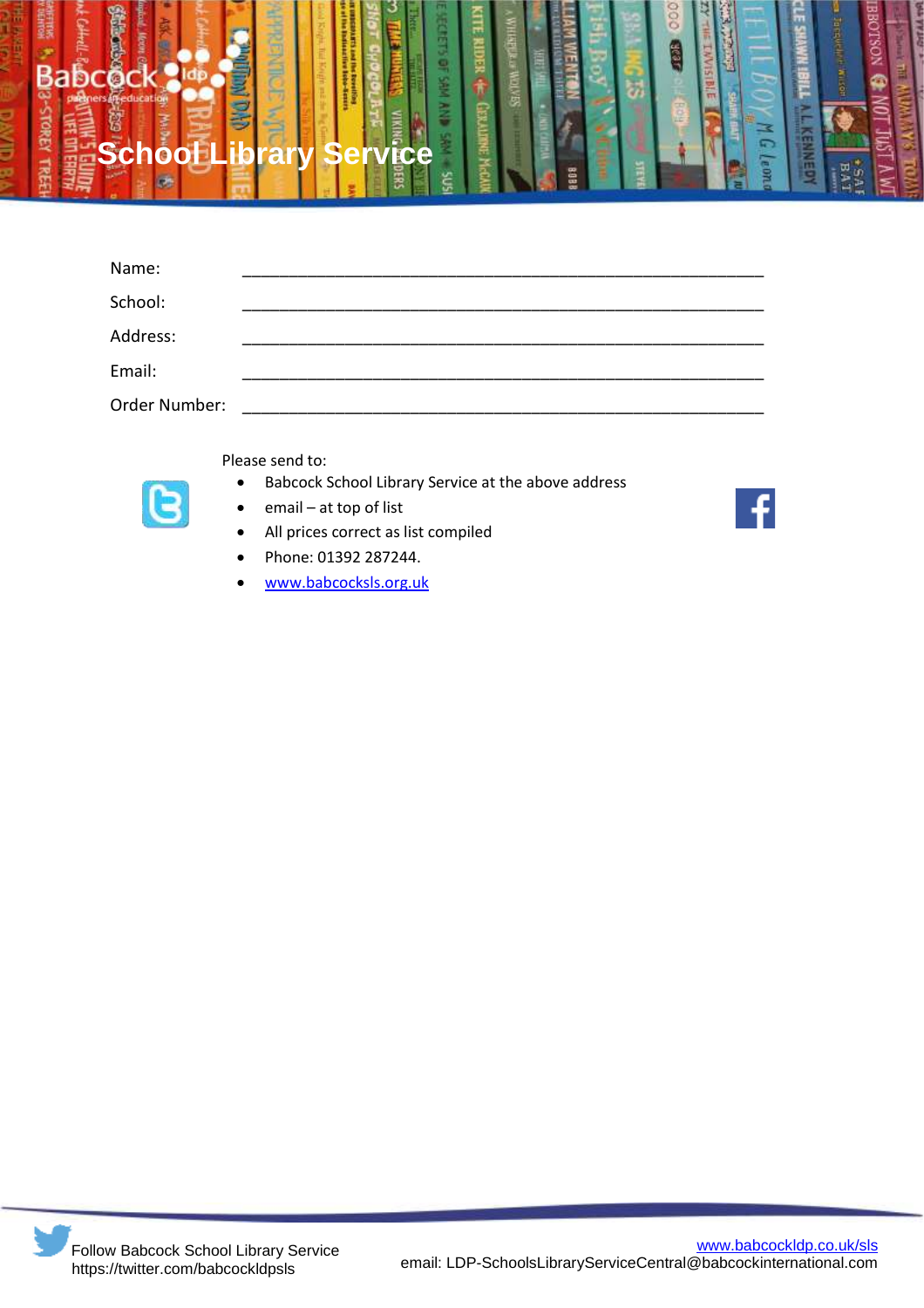# School Library Service

Name: ___________________________________________________________

School: ___________________________________________________________

Address: ___________________________________________________________

Email: ___________________________________________________________

Order Number: ___________________________________________________________

Please send to:

- Babcock School Library Service at the above address
- email – at top of list
- All prices correct as list compiled
- Phone: 01392 287244.
- www.babcocksls.org.uk

Follow Babcock School Library Service
https://twitter.com/babcockldpsls

www.babcockldp.co.uk/sls
email: LDP-SchoolsLibraryServiceCentral@babcockinternational.com